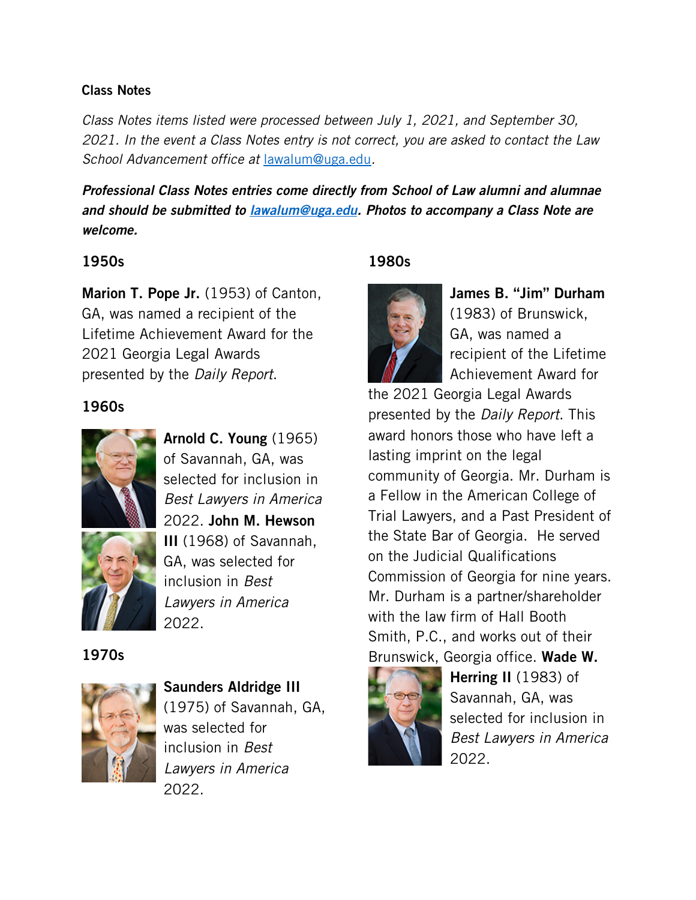## Class Notes

*Class Notes items listed were processed between July 1, 2021, and September 30, 2021. In the event a Class Notes entry is not correct, you are asked to contact the Law School Advancement office at lawalum@uga.edu.*

***Professional Class Notes entries come directly from School of Law alumni and alumnae and should be submitted to lawalum@uga.edu. Photos to accompany a Class Note are welcome.***

### 1950s

**Marion T. Pope Jr.** (1953) of Canton, GA, was named a recipient of the Lifetime Achievement Award for the 2021 Georgia Legal Awards presented by the *Daily Report*.

### 1960s

**Arnold C. Young** (1965) of Savannah, GA, was selected for inclusion in *Best Lawyers in America* 2022. **John M. Hewson III** (1968) of Savannah, GA, was selected for inclusion in *Best Lawyers in America* 2022.

### 1970s

**Saunders Aldridge III** (1975) of Savannah, GA, was selected for inclusion in *Best Lawyers in America* 2022.

### 1980s

**James B. "Jim" Durham** (1983) of Brunswick, GA, was named a recipient of the Lifetime Achievement Award for the 2021 Georgia Legal Awards presented by the *Daily Report*. This award honors those who have left a lasting imprint on the legal community of Georgia. Mr. Durham is a Fellow in the American College of Trial Lawyers, and a Past President of the State Bar of Georgia. He served on the Judicial Qualifications Commission of Georgia for nine years. Mr. Durham is a partner/shareholder with the law firm of Hall Booth Smith, P.C., and works out of their Brunswick, Georgia office. **Wade W. Herring II** (1983) of Savannah, GA, was selected for inclusion in *Best Lawyers in America* 2022.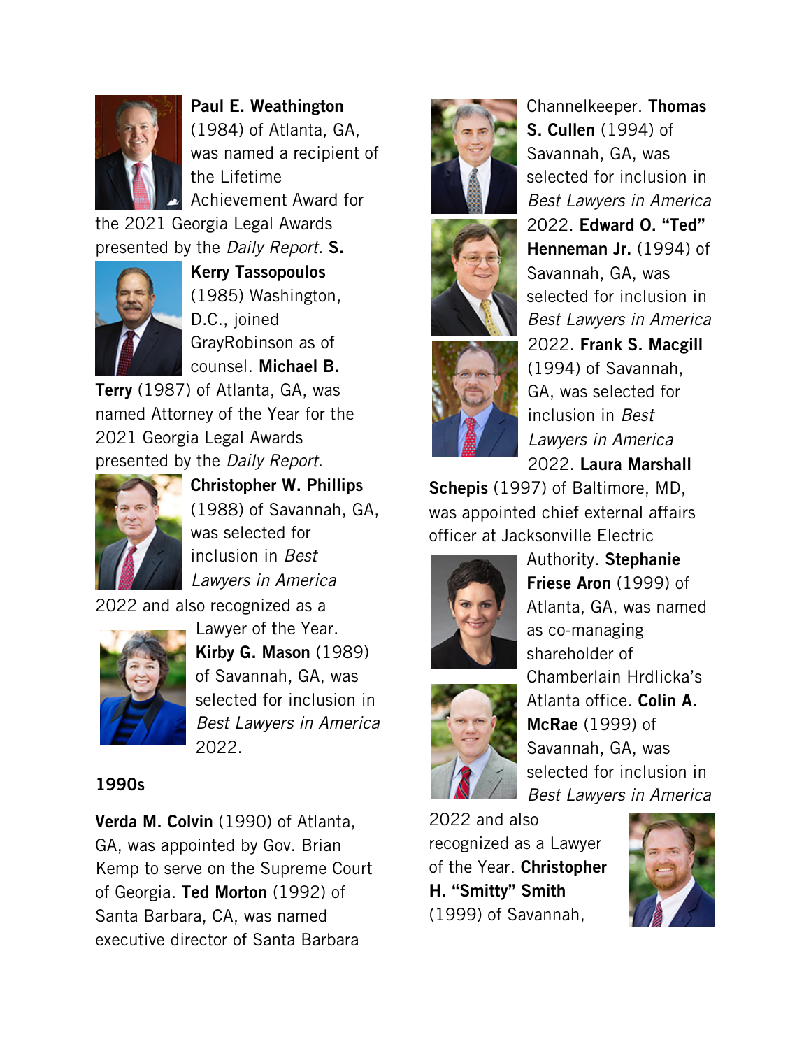**Paul E. Weathington** (1984) of Atlanta, GA, was named a recipient of the Lifetime Achievement Award for the 2021 Georgia Legal Awards presented by the *Daily Report.* **S. Kerry Tassopoulos** (1985) Washington, D.C., joined GrayRobinson as of counsel. **Michael B. Terry** (1987) of Atlanta, GA, was named Attorney of the Year for the 2021 Georgia Legal Awards presented by the *Daily Report*. **Christopher W. Phillips** (1988) of Savannah, GA, was selected for inclusion in *Best Lawyers in America* 2022 and also recognized as a Lawyer of the Year. **Kirby G. Mason** (1989) of Savannah, GA, was selected for inclusion in *Best Lawyers in America* 2022.

### 1990s

**Verda M. Colvin** (1990) of Atlanta, GA, was appointed by Gov. Brian Kemp to serve on the Supreme Court of Georgia. **Ted Morton** (1992) of Santa Barbara, CA, was named executive director of Santa Barbara Channelkeeper. **Thomas S. Cullen** (1994) of Savannah, GA, was selected for inclusion in *Best Lawyers in America* 2022. **Edward O. "Ted" Henneman Jr.** (1994) of Savannah, GA, was selected for inclusion in *Best Lawyers in America* 2022. **Frank S. Macgill** (1994) of Savannah, GA, was selected for inclusion in *Best Lawyers in America* 2022. **Laura Marshall Schepis** (1997) of Baltimore, MD, was appointed chief external affairs officer at Jacksonville Electric Authority. **Stephanie Friese Aron** (1999) of Atlanta, GA, was named as co-managing shareholder of Chamberlain Hrdlicka's Atlanta office. **Colin A. McRae** (1999) of Savannah, GA, was selected for inclusion in *Best Lawyers in America* 2022 and also recognized as a Lawyer of the Year. **Christopher H. "Smitty" Smith** (1999) of Savannah,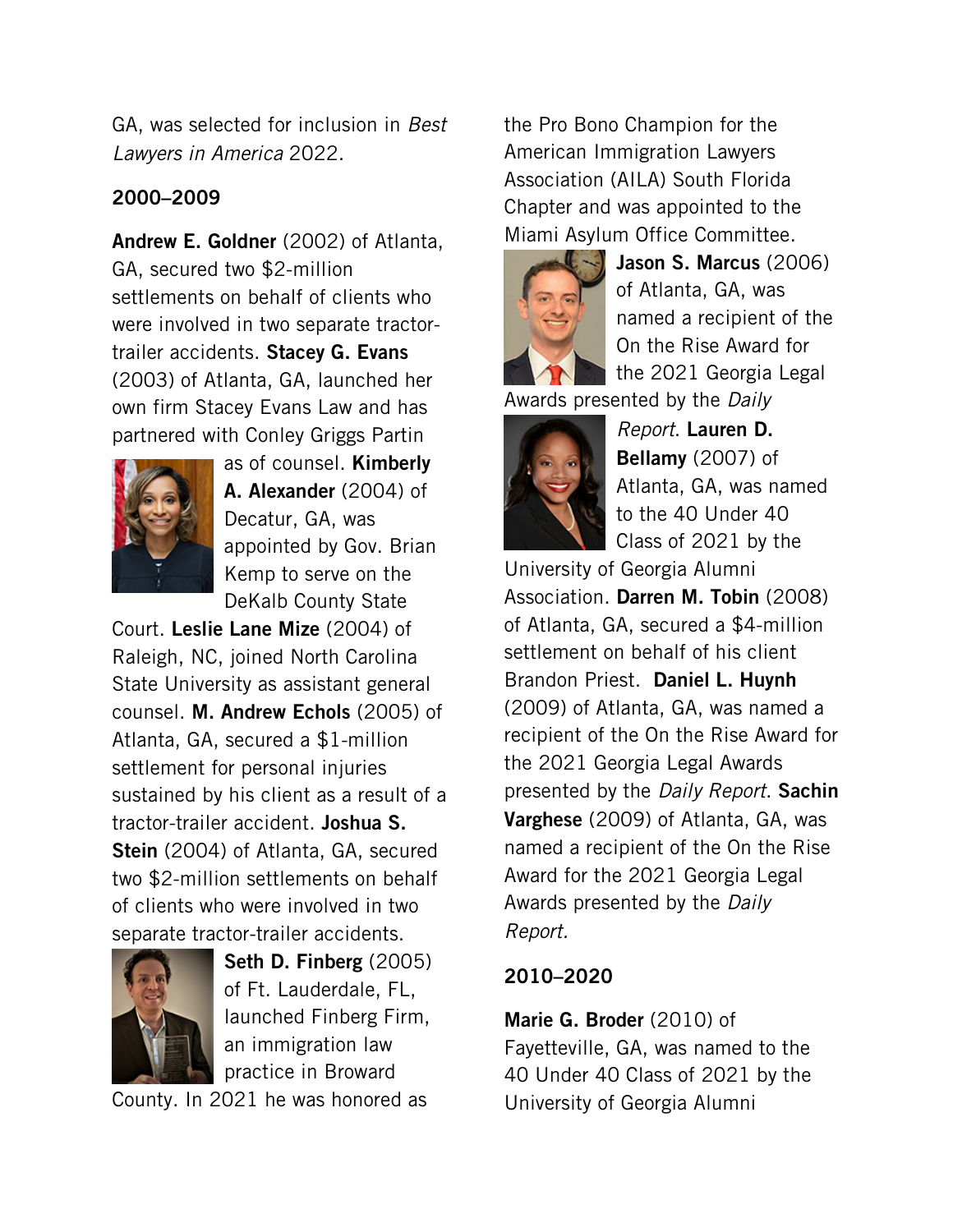GA, was selected for inclusion in *Best Lawyers in America* 2022.

### 2000–2009

**Andrew E. Goldner** (2002) of Atlanta, GA, secured two $2-million settlements on behalf of clients who were involved in two separate tractor-trailer accidents. **Stacey G. Evans** (2003) of Atlanta, GA, launched her own firm Stacey Evans Law and has partnered with Conley Griggs Partin as of counsel. **Kimberly A. Alexander** (2004) of Decatur, GA, was appointed by Gov. Brian Kemp to serve on the DeKalb County State Court. **Leslie Lane Mize** (2004) of Raleigh, NC, joined North Carolina State University as assistant general counsel. **M. Andrew Echols** (2005) of Atlanta, GA, secured a $1-million settlement for personal injuries sustained by his client as a result of a tractor-trailer accident. **Joshua S. Stein** (2004) of Atlanta, GA, secured two $2-million settlements on behalf of clients who were involved in two separate tractor-trailer accidents. **Seth D. Finberg** (2005) of Ft. Lauderdale, FL, launched Finberg Firm, an immigration law practice in Broward County. In 2021 he was honored as the Pro Bono Champion for the American Immigration Lawyers Association (AILA) South Florida Chapter and was appointed to the Miami Asylum Office Committee. **Jason S. Marcus** (2006) of Atlanta, GA, was named a recipient of the On the Rise Award for the 2021 Georgia Legal Awards presented by the *Daily Report*. **Lauren D. Bellamy** (2007) of Atlanta, GA, was named to the 40 Under 40 Class of 2021 by the University of Georgia Alumni Association. **Darren M. Tobin** (2008) of Atlanta, GA, secured a $4-million settlement on behalf of his client Brandon Priest. **Daniel L. Huynh** (2009) of Atlanta, GA, was named a recipient of the On the Rise Award for the 2021 Georgia Legal Awards presented by the *Daily Report*. **Sachin Varghese** (2009) of Atlanta, GA, was named a recipient of the On the Rise Award for the 2021 Georgia Legal Awards presented by the *Daily Report.*

### 2010–2020

**Marie G. Broder** (2010) of Fayetteville, GA, was named to the 40 Under 40 Class of 2021 by the University of Georgia Alumni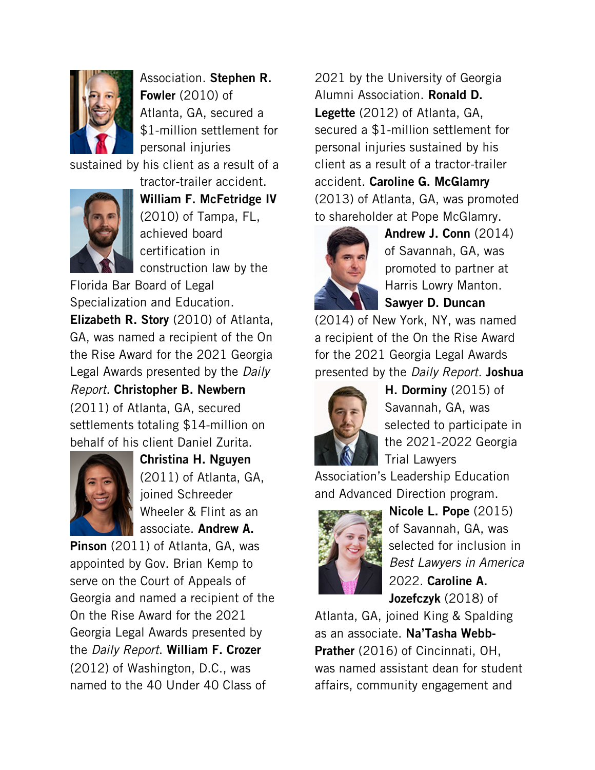Association. **Stephen R. Fowler** (2010) of Atlanta, GA, secured a $1-million settlement for personal injuries sustained by his client as a result of a tractor-trailer accident. **William F. McFetridge IV** (2010) of Tampa, FL, achieved board certification in construction law by the Florida Bar Board of Legal Specialization and Education. **Elizabeth R. Story** (2010) of Atlanta, GA, was named a recipient of the On the Rise Award for the 2021 Georgia Legal Awards presented by the *Daily Report*. **Christopher B. Newbern** (2011) of Atlanta, GA, secured settlements totaling $14-million on behalf of his client Daniel Zurita. **Christina H. Nguyen** (2011) of Atlanta, GA, joined Schreeder Wheeler & Flint as an associate. **Andrew A. Pinson** (2011) of Atlanta, GA, was appointed by Gov. Brian Kemp to serve on the Court of Appeals of Georgia and named a recipient of the On the Rise Award for the 2021 Georgia Legal Awards presented by the *Daily Report*. **William F. Crozer** (2012) of Washington, D.C., was named to the 40 Under 40 Class of 2021 by the University of Georgia Alumni Association. **Ronald D. Legette** (2012) of Atlanta, GA, secured a $1-million settlement for personal injuries sustained by his client as a result of a tractor-trailer accident. **Caroline G. McGlamry** (2013) of Atlanta, GA, was promoted to shareholder at Pope McGlamry. **Andrew J. Conn** (2014) of Savannah, GA, was promoted to partner at Harris Lowry Manton. **Sawyer D. Duncan** (2014) of New York, NY, was named a recipient of the On the Rise Award for the 2021 Georgia Legal Awards presented by the *Daily Report*. **Joshua H. Dorminy** (2015) of Savannah, GA, was selected to participate in the 2021-2022 Georgia Trial Lawyers Association's Leadership Education and Advanced Direction program. **Nicole L. Pope** (2015) of Savannah, GA, was selected for inclusion in *Best Lawyers in America* 2022. **Caroline A. Jozefczyk** (2018) of Atlanta, GA, joined King & Spalding as an associate. **Na'Tasha Webb-Prather** (2016) of Cincinnati, OH, was named assistant dean for student affairs, community engagement and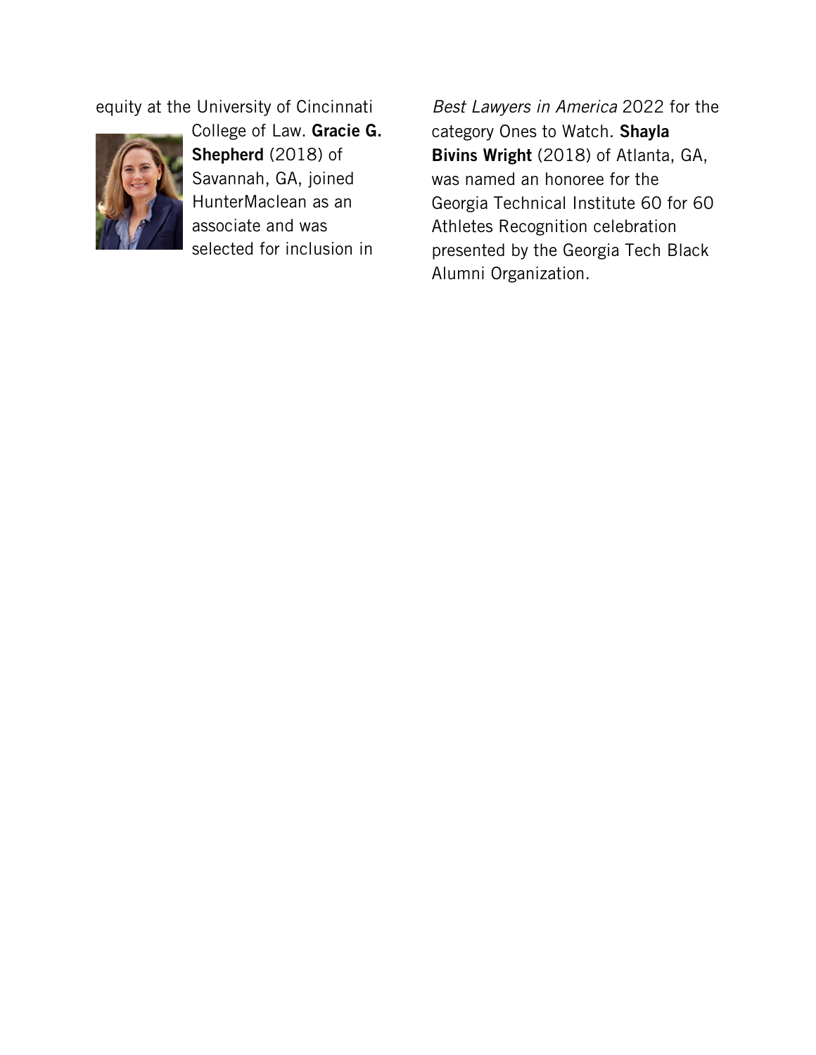equity at the University of Cincinnati College of Law. **Gracie G. Shepherd** (2018) of Savannah, GA, joined HunterMaclean as an associate and was selected for inclusion in *Best Lawyers in America* 2022 for the category Ones to Watch. **Shayla Bivins Wright** (2018) of Atlanta, GA, was named an honoree for the Georgia Technical Institute 60 for 60 Athletes Recognition celebration presented by the Georgia Tech Black Alumni Organization.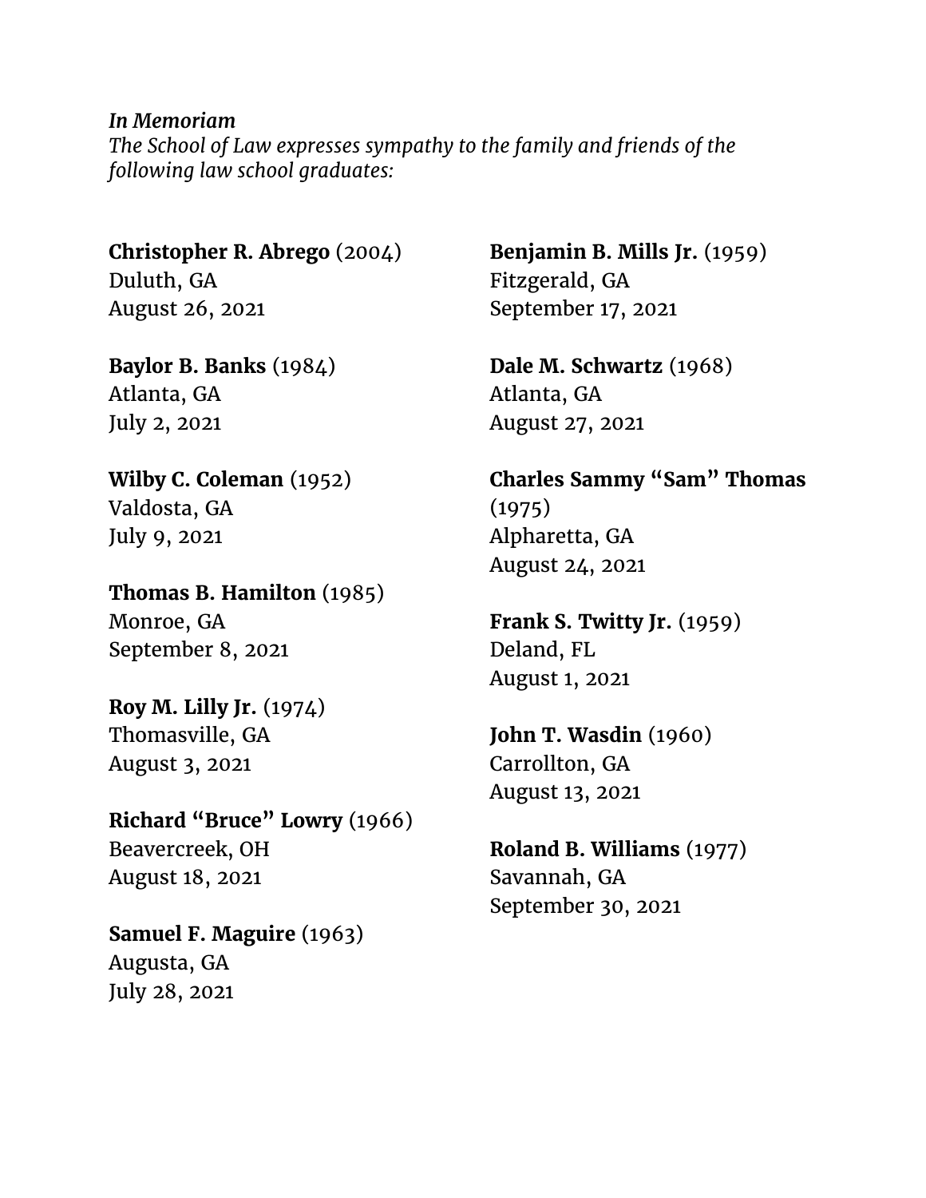*In Memoriam*

*The School of Law expresses sympathy to the family and friends of the following law school graduates:*

**Christopher R. Abrego** (2004)
Duluth, GA
August 26, 2021

**Baylor B. Banks** (1984)
Atlanta, GA
July 2, 2021

**Wilby C. Coleman** (1952)
Valdosta, GA
July 9, 2021

**Thomas B. Hamilton** (1985)
Monroe, GA
September 8, 2021

**Roy M. Lilly Jr.** (1974)
Thomasville, GA
August 3, 2021

**Richard "Bruce" Lowry** (1966)
Beavercreek, OH
August 18, 2021

**Samuel F. Maguire** (1963)
Augusta, GA
July 28, 2021

**Benjamin B. Mills Jr.** (1959)
Fitzgerald, GA
September 17, 2021

**Dale M. Schwartz** (1968)
Atlanta, GA
August 27, 2021

**Charles Sammy "Sam" Thomas** (1975)
Alpharetta, GA
August 24, 2021

**Frank S. Twitty Jr.** (1959)
Deland, FL
August 1, 2021

**John T. Wasdin** (1960)
Carrollton, GA
August 13, 2021

**Roland B. Williams** (1977)
Savannah, GA
September 30, 2021